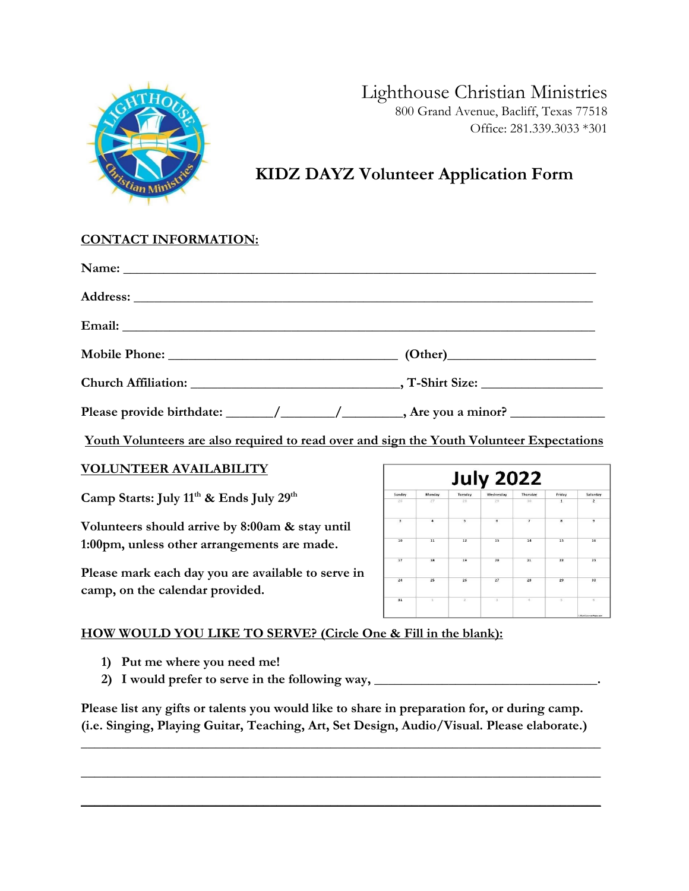# Lighthouse Christian Ministries

800 Grand Avenue, Bacliff, Texas 77518

Office: 281.339.3033 *301

## KIDZ DAYZ Volunteer Application Form

**CONTACT INFORMATION:**

**Name:** ______________________________________________________________________

**Address:** ____________________________________________________________________

**Email:** ______________________________________________________________________

**Mobile Phone:** __________________________________ **(Other)**____________________

**Church Affiliation:** _______________________________, **T-Shirt Size:** ________________

**Please provide birthdate:** _______/________/_________, **Are you a minor?** _____________

**Youth Volunteers are also required to read over and sign the Youth Volunteer Expectations**

**VOLUNTEER AVAILABILITY**

**Camp Starts: July 11th & Ends July 29th**

**Volunteers should arrive by 8:00am & stay until 1:00pm, unless other arrangements are made.**

**Please mark each day you are available to serve in camp, on the calendar provided.**

**July 2022**

| Sunday | Monday | Tuesday | Wednesday | Thursday | Friday | Saturday |
|---|---|---|---|---|---|---|
| 26 | 27 | 28 | 29 | 30 | 1 | 2 |
| 3 | 4 | 5 | 6 | 7 | 8 | 9 |
| 10 | 11 | 12 | 13 | 14 | 15 | 16 |
| 17 | 18 | 19 | 20 | 21 | 22 | 23 |
| 24 | 25 | 26 | 27 | 28 | 29 | 30 |
| 31 | 1 | 2 | 3 | 4 | 5 | 6 |

**HOW WOULD YOU LIKE TO SERVE? (Circle One & Fill in the blank):**

1) **Put me where you need me!**
2) **I would prefer to serve in the following way,** ________________________________.

**Please list any gifts or talents you would like to share in preparation for, or during camp. (i.e. Singing, Playing Guitar, Teaching, Art, Set Design, Audio/Visual. Please elaborate.)**

_____________________________________________________________________________

_____________________________________________________________________________

_____________________________________________________________________________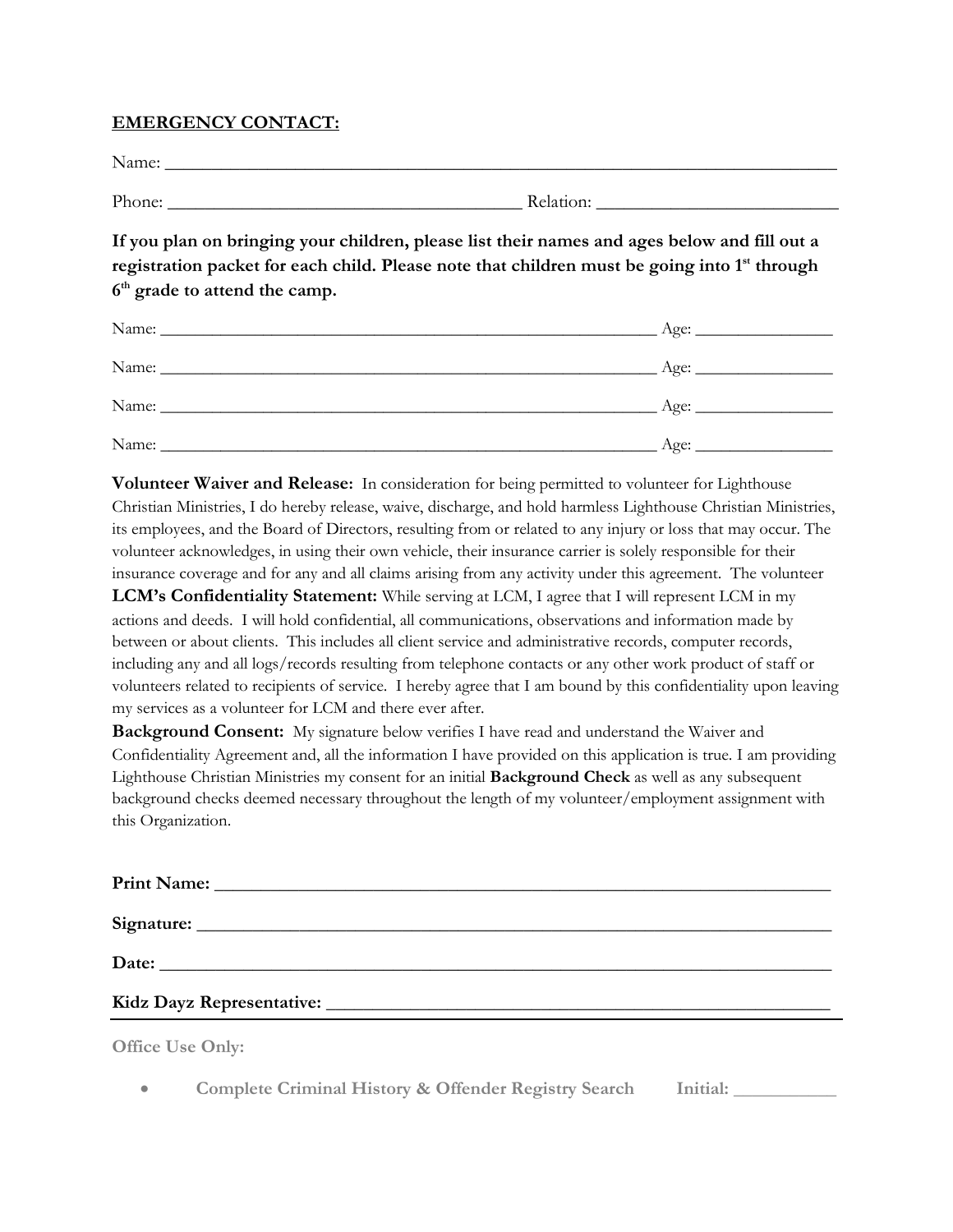**EMERGENCY CONTACT:**

Name: ______________________________________________________________________

Phone: ____________________________________ Relation: _________________________

**If you plan on bringing your children, please list their names and ages below and fill out a registration packet for each child. Please note that children must be going into 1st through 6th grade to attend the camp.**

Name: _______________________________________________________ Age: _______________

Name: _______________________________________________________ Age: _______________

Name: _______________________________________________________ Age: _______________

Name: _______________________________________________________ Age: _______________

**Volunteer Waiver and Release:** In consideration for being permitted to volunteer for Lighthouse Christian Ministries, I do hereby release, waive, discharge, and hold harmless Lighthouse Christian Ministries, its employees, and the Board of Directors, resulting from or related to any injury or loss that may occur. The volunteer acknowledges, in using their own vehicle, their insurance carrier is solely responsible for their insurance coverage and for any and all claims arising from any activity under this agreement. The volunteer

**LCM's Confidentiality Statement:** While serving at LCM, I agree that I will represent LCM in my actions and deeds. I will hold confidential, all communications, observations and information made by between or about clients. This includes all client service and administrative records, computer records, including any and all logs/records resulting from telephone contacts or any other work product of staff or volunteers related to recipients of service. I hereby agree that I am bound by this confidentiality upon leaving my services as a volunteer for LCM and there ever after.

**Background Consent:** My signature below verifies I have read and understand the Waiver and Confidentiality Agreement and, all the information I have provided on this application is true. I am providing Lighthouse Christian Ministries my consent for an initial **Background Check** as well as any subsequent background checks deemed necessary throughout the length of my volunteer/employment assignment with this Organization.

**Print Name:** _______________________________________________________________

**Signature:** ________________________________________________________________

**Date:** ____________________________________________________________________

**Kidz Dayz Representative:** _____________________________________________________

---

**Office Use Only:**

- **Complete Criminal History & Offender Registry Search** **Initial:** ___________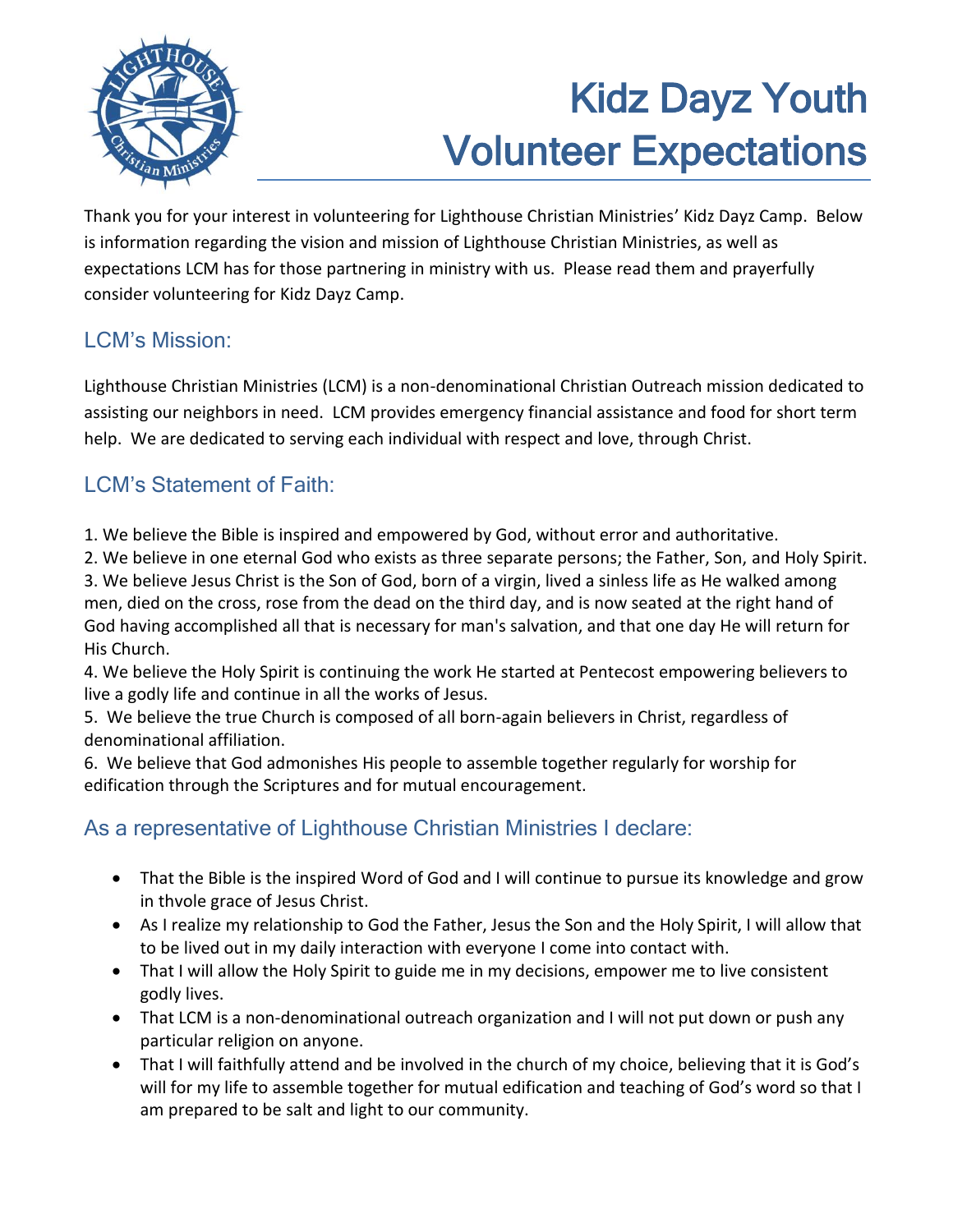# Kidz Dayz Youth Volunteer Expectations

Thank you for your interest in volunteering for Lighthouse Christian Ministries' Kidz Dayz Camp. Below is information regarding the vision and mission of Lighthouse Christian Ministries, as well as expectations LCM has for those partnering in ministry with us. Please read them and prayerfully consider volunteering for Kidz Dayz Camp.

## LCM's Mission:

Lighthouse Christian Ministries (LCM) is a non-denominational Christian Outreach mission dedicated to assisting our neighbors in need. LCM provides emergency financial assistance and food for short term help. We are dedicated to serving each individual with respect and love, through Christ.

## LCM's Statement of Faith:

1. We believe the Bible is inspired and empowered by God, without error and authoritative.
2. We believe in one eternal God who exists as three separate persons; the Father, Son, and Holy Spirit.
3. We believe Jesus Christ is the Son of God, born of a virgin, lived a sinless life as He walked among men, died on the cross, rose from the dead on the third day, and is now seated at the right hand of God having accomplished all that is necessary for man's salvation, and that one day He will return for His Church.
4. We believe the Holy Spirit is continuing the work He started at Pentecost empowering believers to live a godly life and continue in all the works of Jesus.
5. We believe the true Church is composed of all born-again believers in Christ, regardless of denominational affiliation.
6. We believe that God admonishes His people to assemble together regularly for worship for edification through the Scriptures and for mutual encouragement.

## As a representative of Lighthouse Christian Ministries I declare:

- That the Bible is the inspired Word of God and I will continue to pursue its knowledge and grow in thvole grace of Jesus Christ.
- As I realize my relationship to God the Father, Jesus the Son and the Holy Spirit, I will allow that to be lived out in my daily interaction with everyone I come into contact with.
- That I will allow the Holy Spirit to guide me in my decisions, empower me to live consistent godly lives.
- That LCM is a non-denominational outreach organization and I will not put down or push any particular religion on anyone.
- That I will faithfully attend and be involved in the church of my choice, believing that it is God's will for my life to assemble together for mutual edification and teaching of God's word so that I am prepared to be salt and light to our community.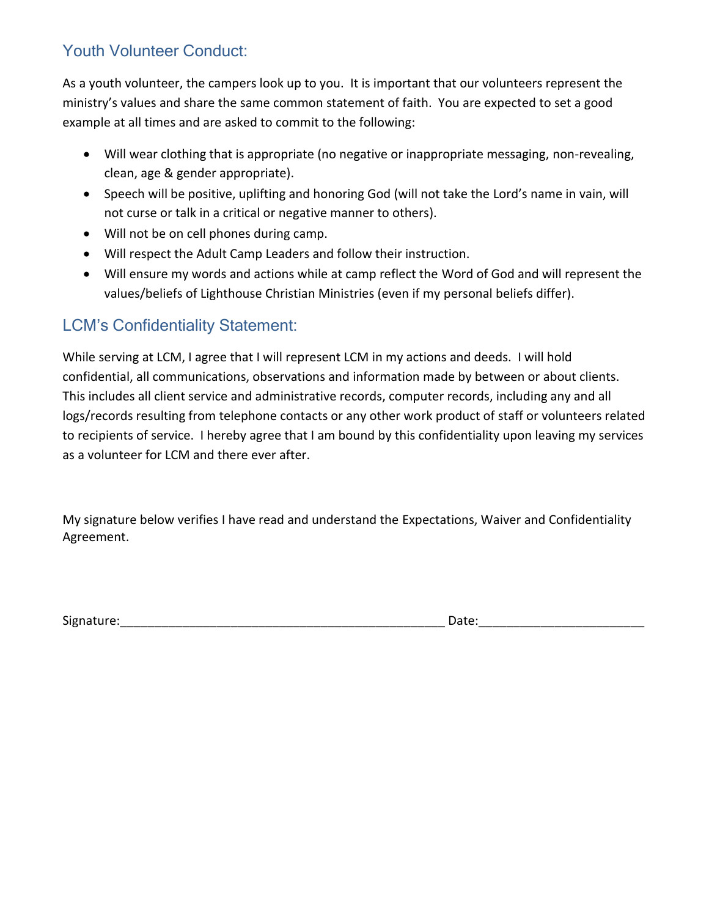## Youth Volunteer Conduct:

As a youth volunteer, the campers look up to you. It is important that our volunteers represent the ministry's values and share the same common statement of faith. You are expected to set a good example at all times and are asked to commit to the following:

- Will wear clothing that is appropriate (no negative or inappropriate messaging, non-revealing, clean, age & gender appropriate).
- Speech will be positive, uplifting and honoring God (will not take the Lord's name in vain, will not curse or talk in a critical or negative manner to others).
- Will not be on cell phones during camp.
- Will respect the Adult Camp Leaders and follow their instruction.
- Will ensure my words and actions while at camp reflect the Word of God and will represent the values/beliefs of Lighthouse Christian Ministries (even if my personal beliefs differ).

## LCM's Confidentiality Statement:

While serving at LCM, I agree that I will represent LCM in my actions and deeds. I will hold confidential, all communications, observations and information made by between or about clients. This includes all client service and administrative records, computer records, including any and all logs/records resulting from telephone contacts or any other work product of staff or volunteers related to recipients of service. I hereby agree that I am bound by this confidentiality upon leaving my services as a volunteer for LCM and there ever after.

My signature below verifies I have read and understand the Expectations, Waiver and Confidentiality Agreement.

Signature:_______________________________________________ Date:________________________